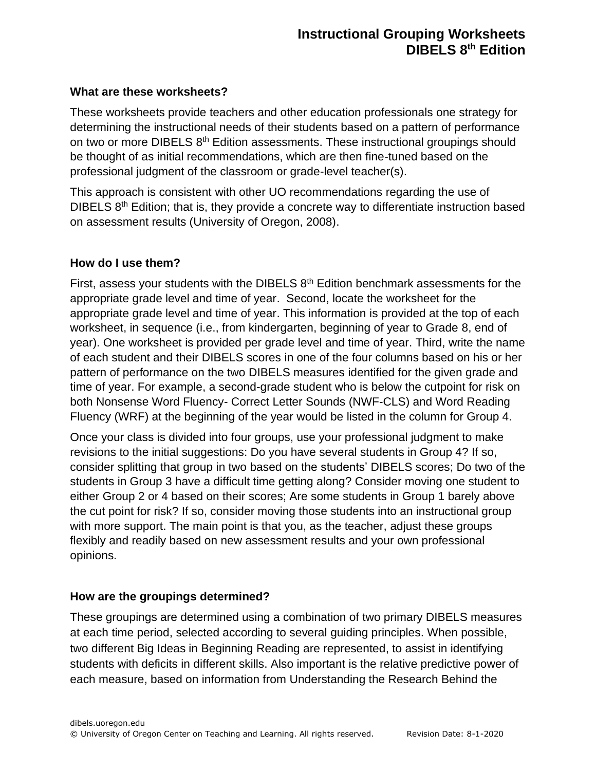# Instructional Grouping Worksheets
# DIBELS 8th Edition

### What are these worksheets?

These worksheets provide teachers and other education professionals one strategy for determining the instructional needs of their students based on a pattern of performance on two or more DIBELS 8th Edition assessments. These instructional groupings should be thought of as initial recommendations, which are then fine-tuned based on the professional judgment of the classroom or grade-level teacher(s).

This approach is consistent with other UO recommendations regarding the use of DIBELS 8th Edition; that is, they provide a concrete way to differentiate instruction based on assessment results (University of Oregon, 2008).

### How do I use them?

First, assess your students with the DIBELS 8th Edition benchmark assessments for the appropriate grade level and time of year. Second, locate the worksheet for the appropriate grade level and time of year. This information is provided at the top of each worksheet, in sequence (i.e., from kindergarten, beginning of year to Grade 8, end of year). One worksheet is provided per grade level and time of year. Third, write the name of each student and their DIBELS scores in one of the four columns based on his or her pattern of performance on the two DIBELS measures identified for the given grade and time of year. For example, a second-grade student who is below the cutpoint for risk on both Nonsense Word Fluency- Correct Letter Sounds (NWF-CLS) and Word Reading Fluency (WRF) at the beginning of the year would be listed in the column for Group 4.

Once your class is divided into four groups, use your professional judgment to make revisions to the initial suggestions: Do you have several students in Group 4? If so, consider splitting that group in two based on the students' DIBELS scores; Do two of the students in Group 3 have a difficult time getting along? Consider moving one student to either Group 2 or 4 based on their scores; Are some students in Group 1 barely above the cut point for risk? If so, consider moving those students into an instructional group with more support. The main point is that you, as the teacher, adjust these groups flexibly and readily based on new assessment results and your own professional opinions.

### How are the groupings determined?

These groupings are determined using a combination of two primary DIBELS measures at each time period, selected according to several guiding principles. When possible, two different Big Ideas in Beginning Reading are represented, to assist in identifying students with deficits in different skills. Also important is the relative predictive power of each measure, based on information from Understanding the Research Behind the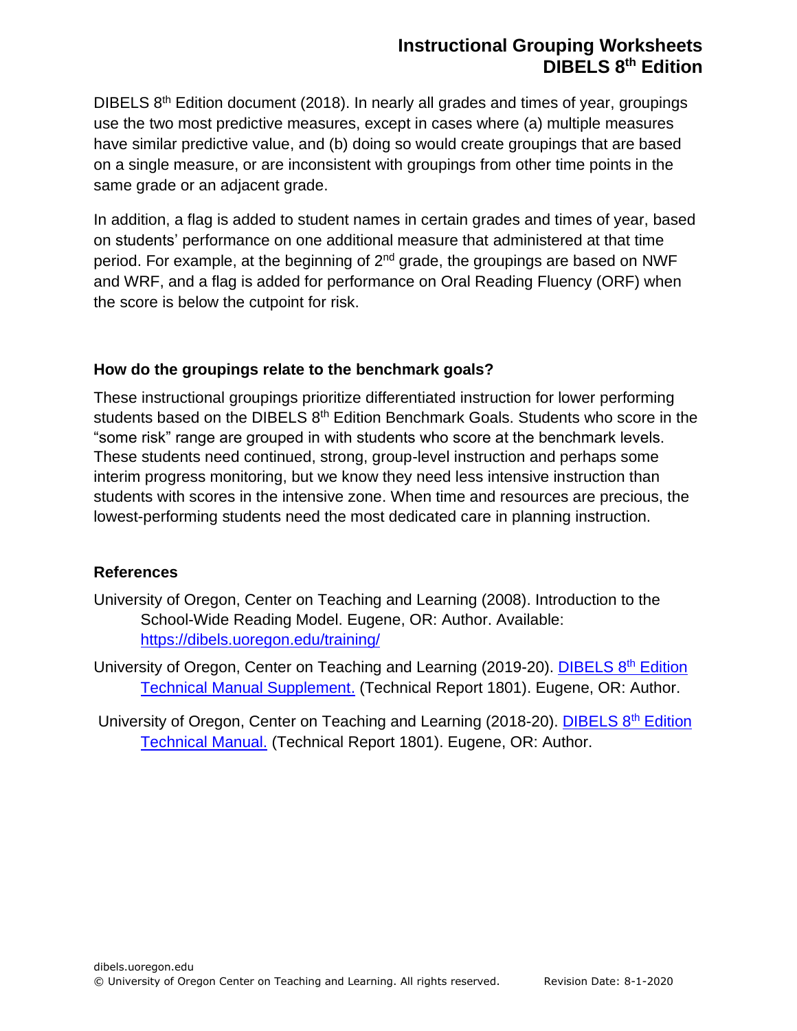DIBELS 8th Edition document (2018). In nearly all grades and times of year, groupings use the two most predictive measures, except in cases where (a) multiple measures have similar predictive value, and (b) doing so would create groupings that are based on a single measure, or are inconsistent with groupings from other time points in the same grade or an adjacent grade.

In addition, a flag is added to student names in certain grades and times of year, based on students' performance on one additional measure that administered at that time period. For example, at the beginning of 2nd grade, the groupings are based on NWF and WRF, and a flag is added for performance on Oral Reading Fluency (ORF) when the score is below the cutpoint for risk.

### How do the groupings relate to the benchmark goals?

These instructional groupings prioritize differentiated instruction for lower performing students based on the DIBELS 8th Edition Benchmark Goals. Students who score in the "some risk" range are grouped in with students who score at the benchmark levels. These students need continued, strong, group-level instruction and perhaps some interim progress monitoring, but we know they need less intensive instruction than students with scores in the intensive zone. When time and resources are precious, the lowest-performing students need the most dedicated care in planning instruction.

### References

University of Oregon, Center on Teaching and Learning (2008). Introduction to the School-Wide Reading Model. Eugene, OR: Author. Available: https://dibels.uoregon.edu/training/

University of Oregon, Center on Teaching and Learning (2019-20). DIBELS 8th Edition Technical Manual Supplement. (Technical Report 1801). Eugene, OR: Author.

University of Oregon, Center on Teaching and Learning (2018-20). DIBELS 8th Edition Technical Manual. (Technical Report 1801). Eugene, OR: Author.